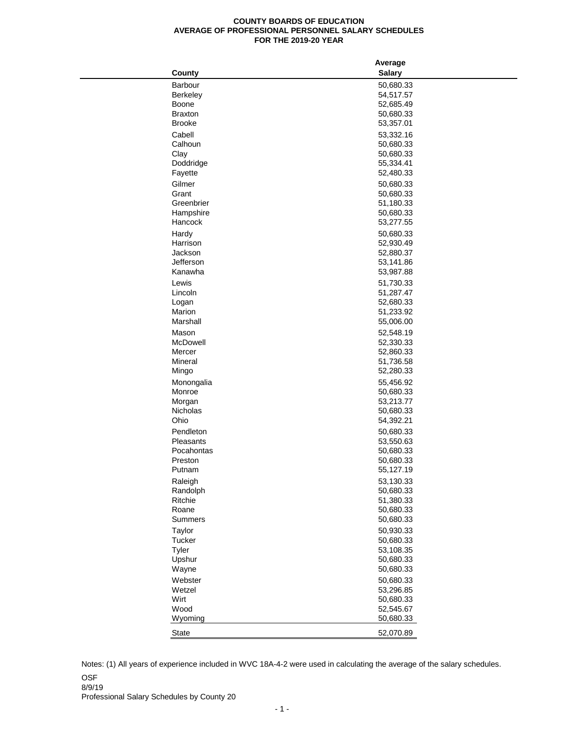**COUNTY BOARDS OF EDUCATION**
**AVERAGE OF PROFESSIONAL PERSONNEL SALARY SCHEDULES**
**FOR THE 2019-20 YEAR**

| County | Average Salary |
|---|---|
| Barbour | 50,680.33 |
| Berkeley | 54,517.57 |
| Boone | 52,685.49 |
| Braxton | 50,680.33 |
| Brooke | 53,357.01 |
| Cabell | 53,332.16 |
| Calhoun | 50,680.33 |
| Clay | 50,680.33 |
| Doddridge | 55,334.41 |
| Fayette | 52,480.33 |
| Gilmer | 50,680.33 |
| Grant | 50,680.33 |
| Greenbrier | 51,180.33 |
| Hampshire | 50,680.33 |
| Hancock | 53,277.55 |
| Hardy | 50,680.33 |
| Harrison | 52,930.49 |
| Jackson | 52,880.37 |
| Jefferson | 53,141.86 |
| Kanawha | 53,987.88 |
| Lewis | 51,730.33 |
| Lincoln | 51,287.47 |
| Logan | 52,680.33 |
| Marion | 51,233.92 |
| Marshall | 55,006.00 |
| Mason | 52,548.19 |
| McDowell | 52,330.33 |
| Mercer | 52,860.33 |
| Mineral | 51,736.58 |
| Mingo | 52,280.33 |
| Monongalia | 55,456.92 |
| Monroe | 50,680.33 |
| Morgan | 53,213.77 |
| Nicholas | 50,680.33 |
| Ohio | 54,392.21 |
| Pendleton | 50,680.33 |
| Pleasants | 53,550.63 |
| Pocahontas | 50,680.33 |
| Preston | 50,680.33 |
| Putnam | 55,127.19 |
| Raleigh | 53,130.33 |
| Randolph | 50,680.33 |
| Ritchie | 51,380.33 |
| Roane | 50,680.33 |
| Summers | 50,680.33 |
| Taylor | 50,930.33 |
| Tucker | 50,680.33 |
| Tyler | 53,108.35 |
| Upshur | 50,680.33 |
| Wayne | 50,680.33 |
| Webster | 50,680.33 |
| Wetzel | 53,296.85 |
| Wirt | 50,680.33 |
| Wood | 52,545.67 |
| Wyoming | 50,680.33 |
| State | 52,070.89 |

Notes: (1) All years of experience included in WVC 18A-4-2 were used in calculating the average of the salary schedules.

OSF
8/9/19
Professional Salary Schedules by County 20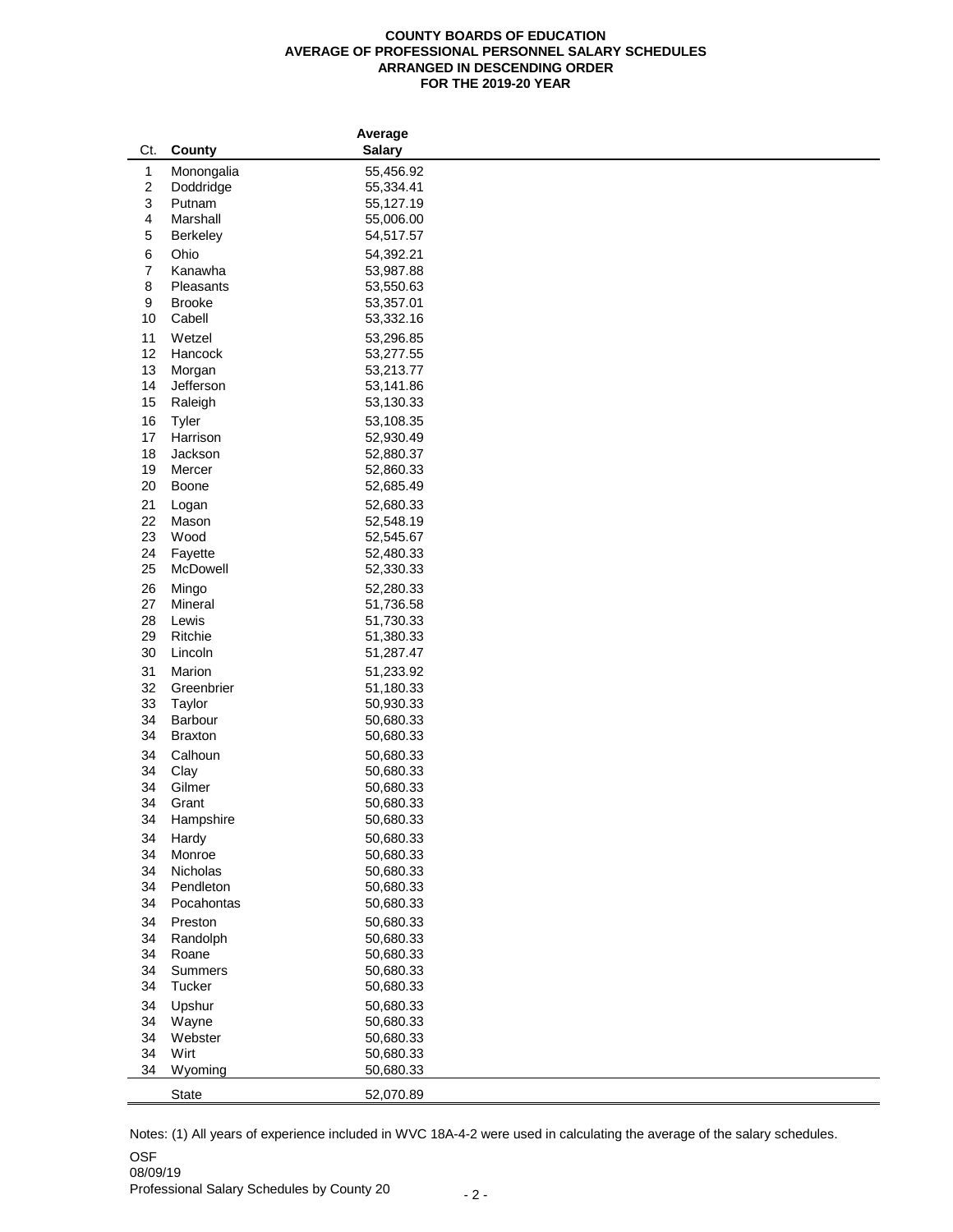**COUNTY BOARDS OF EDUCATION**
**AVERAGE OF PROFESSIONAL PERSONNEL SALARY SCHEDULES**
**ARRANGED IN DESCENDING ORDER**
**FOR THE 2019-20 YEAR**

| Ct. | County | Average Salary |
|---|---|---|
| 1 | Monongalia | 55,456.92 |
| 2 | Doddridge | 55,334.41 |
| 3 | Putnam | 55,127.19 |
| 4 | Marshall | 55,006.00 |
| 5 | Berkeley | 54,517.57 |
| 6 | Ohio | 54,392.21 |
| 7 | Kanawha | 53,987.88 |
| 8 | Pleasants | 53,550.63 |
| 9 | Brooke | 53,357.01 |
| 10 | Cabell | 53,332.16 |
| 11 | Wetzel | 53,296.85 |
| 12 | Hancock | 53,277.55 |
| 13 | Morgan | 53,213.77 |
| 14 | Jefferson | 53,141.86 |
| 15 | Raleigh | 53,130.33 |
| 16 | Tyler | 53,108.35 |
| 17 | Harrison | 52,930.49 |
| 18 | Jackson | 52,880.37 |
| 19 | Mercer | 52,860.33 |
| 20 | Boone | 52,685.49 |
| 21 | Logan | 52,680.33 |
| 22 | Mason | 52,548.19 |
| 23 | Wood | 52,545.67 |
| 24 | Fayette | 52,480.33 |
| 25 | McDowell | 52,330.33 |
| 26 | Mingo | 52,280.33 |
| 27 | Mineral | 51,736.58 |
| 28 | Lewis | 51,730.33 |
| 29 | Ritchie | 51,380.33 |
| 30 | Lincoln | 51,287.47 |
| 31 | Marion | 51,233.92 |
| 32 | Greenbrier | 51,180.33 |
| 33 | Taylor | 50,930.33 |
| 34 | Barbour | 50,680.33 |
| 34 | Braxton | 50,680.33 |
| 34 | Calhoun | 50,680.33 |
| 34 | Clay | 50,680.33 |
| 34 | Gilmer | 50,680.33 |
| 34 | Grant | 50,680.33 |
| 34 | Hampshire | 50,680.33 |
| 34 | Hardy | 50,680.33 |
| 34 | Monroe | 50,680.33 |
| 34 | Nicholas | 50,680.33 |
| 34 | Pendleton | 50,680.33 |
| 34 | Pocahontas | 50,680.33 |
| 34 | Preston | 50,680.33 |
| 34 | Randolph | 50,680.33 |
| 34 | Roane | 50,680.33 |
| 34 | Summers | 50,680.33 |
| 34 | Tucker | 50,680.33 |
| 34 | Upshur | 50,680.33 |
| 34 | Wayne | 50,680.33 |
| 34 | Webster | 50,680.33 |
| 34 | Wirt | 50,680.33 |
| 34 | Wyoming | 50,680.33 |
| | State | 52,070.89 |

Notes: (1) All years of experience included in WVC 18A-4-2 were used in calculating the average of the salary schedules.

OSF
08/09/19
Professional Salary Schedules by County 20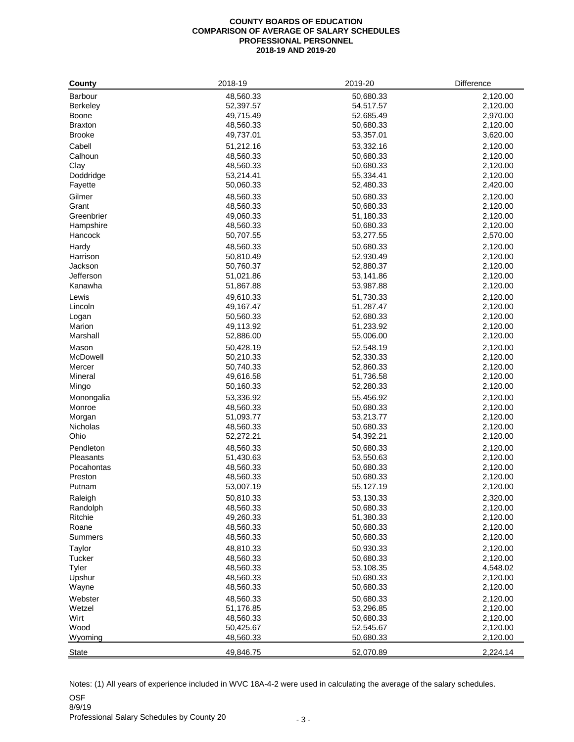**COUNTY BOARDS OF EDUCATION**
**COMPARISON OF AVERAGE OF SALARY SCHEDULES**
**PROFESSIONAL PERSONNEL**
**2018-19 AND 2019-20**

| County | 2018-19 | 2019-20 | Difference |
|---|---|---|---|
| Barbour | 48,560.33 | 50,680.33 | 2,120.00 |
| Berkeley | 52,397.57 | 54,517.57 | 2,120.00 |
| Boone | 49,715.49 | 52,685.49 | 2,970.00 |
| Braxton | 48,560.33 | 50,680.33 | 2,120.00 |
| Brooke | 49,737.01 | 53,357.01 | 3,620.00 |
| Cabell | 51,212.16 | 53,332.16 | 2,120.00 |
| Calhoun | 48,560.33 | 50,680.33 | 2,120.00 |
| Clay | 48,560.33 | 50,680.33 | 2,120.00 |
| Doddridge | 53,214.41 | 55,334.41 | 2,120.00 |
| Fayette | 50,060.33 | 52,480.33 | 2,420.00 |
| Gilmer | 48,560.33 | 50,680.33 | 2,120.00 |
| Grant | 48,560.33 | 50,680.33 | 2,120.00 |
| Greenbrier | 49,060.33 | 51,180.33 | 2,120.00 |
| Hampshire | 48,560.33 | 50,680.33 | 2,120.00 |
| Hancock | 50,707.55 | 53,277.55 | 2,570.00 |
| Hardy | 48,560.33 | 50,680.33 | 2,120.00 |
| Harrison | 50,810.49 | 52,930.49 | 2,120.00 |
| Jackson | 50,760.37 | 52,880.37 | 2,120.00 |
| Jefferson | 51,021.86 | 53,141.86 | 2,120.00 |
| Kanawha | 51,867.88 | 53,987.88 | 2,120.00 |
| Lewis | 49,610.33 | 51,730.33 | 2,120.00 |
| Lincoln | 49,167.47 | 51,287.47 | 2,120.00 |
| Logan | 50,560.33 | 52,680.33 | 2,120.00 |
| Marion | 49,113.92 | 51,233.92 | 2,120.00 |
| Marshall | 52,886.00 | 55,006.00 | 2,120.00 |
| Mason | 50,428.19 | 52,548.19 | 2,120.00 |
| McDowell | 50,210.33 | 52,330.33 | 2,120.00 |
| Mercer | 50,740.33 | 52,860.33 | 2,120.00 |
| Mineral | 49,616.58 | 51,736.58 | 2,120.00 |
| Mingo | 50,160.33 | 52,280.33 | 2,120.00 |
| Monongalia | 53,336.92 | 55,456.92 | 2,120.00 |
| Monroe | 48,560.33 | 50,680.33 | 2,120.00 |
| Morgan | 51,093.77 | 53,213.77 | 2,120.00 |
| Nicholas | 48,560.33 | 50,680.33 | 2,120.00 |
| Ohio | 52,272.21 | 54,392.21 | 2,120.00 |
| Pendleton | 48,560.33 | 50,680.33 | 2,120.00 |
| Pleasants | 51,430.63 | 53,550.63 | 2,120.00 |
| Pocahontas | 48,560.33 | 50,680.33 | 2,120.00 |
| Preston | 48,560.33 | 50,680.33 | 2,120.00 |
| Putnam | 53,007.19 | 55,127.19 | 2,120.00 |
| Raleigh | 50,810.33 | 53,130.33 | 2,320.00 |
| Randolph | 48,560.33 | 50,680.33 | 2,120.00 |
| Ritchie | 49,260.33 | 51,380.33 | 2,120.00 |
| Roane | 48,560.33 | 50,680.33 | 2,120.00 |
| Summers | 48,560.33 | 50,680.33 | 2,120.00 |
| Taylor | 48,810.33 | 50,930.33 | 2,120.00 |
| Tucker | 48,560.33 | 50,680.33 | 2,120.00 |
| Tyler | 48,560.33 | 53,108.35 | 4,548.02 |
| Upshur | 48,560.33 | 50,680.33 | 2,120.00 |
| Wayne | 48,560.33 | 50,680.33 | 2,120.00 |
| Webster | 48,560.33 | 50,680.33 | 2,120.00 |
| Wetzel | 51,176.85 | 53,296.85 | 2,120.00 |
| Wirt | 48,560.33 | 50,680.33 | 2,120.00 |
| Wood | 50,425.67 | 52,545.67 | 2,120.00 |
| Wyoming | 48,560.33 | 50,680.33 | 2,120.00 |
| State | 49,846.75 | 52,070.89 | 2,224.14 |

Notes: (1) All years of experience included in WVC 18A-4-2 were used in calculating the average of the salary schedules.

OSF
8/9/19
Professional Salary Schedules by County 20